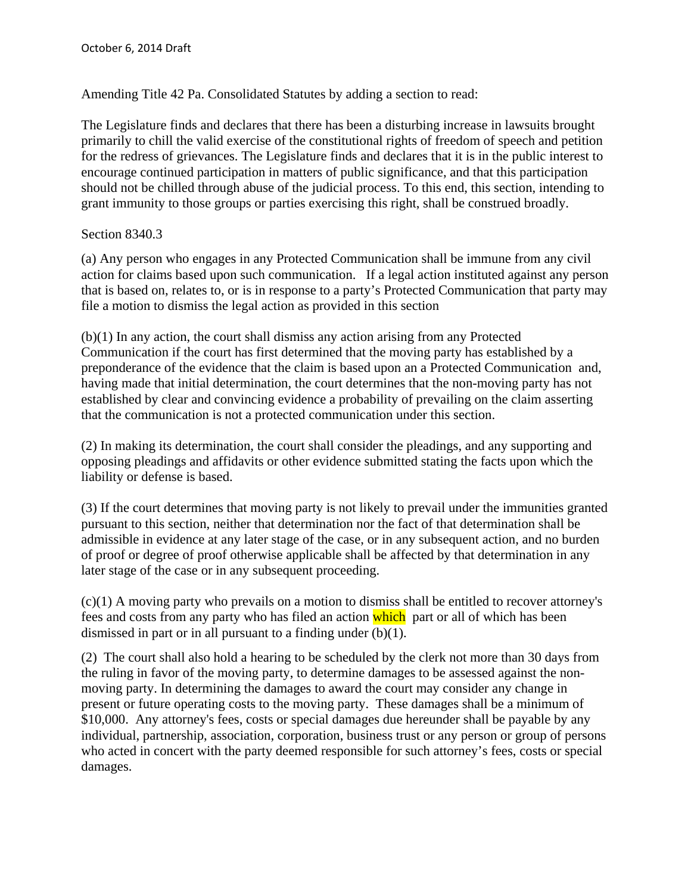October 6, 2014 Draft

Amending Title 42 Pa. Consolidated Statutes by adding a section to read:

The Legislature finds and declares that there has been a disturbing increase in lawsuits brought primarily to chill the valid exercise of the constitutional rights of freedom of speech and petition for the redress of grievances. The Legislature finds and declares that it is in the public interest to encourage continued participation in matters of public significance, and that this participation should not be chilled through abuse of the judicial process. To this end, this section, intending to grant immunity to those groups or parties exercising this right, shall be construed broadly.

Section 8340.3

(a) Any person who engages in any Protected Communication shall be immune from any civil action for claims based upon such communication. If a legal action instituted against any person that is based on, relates to, or is in response to a party's Protected Communication that party may file a motion to dismiss the legal action as provided in this section

(b)(1) In any action, the court shall dismiss any action arising from any Protected Communication if the court has first determined that the moving party has established by a preponderance of the evidence that the claim is based upon an a Protected Communication and, having made that initial determination, the court determines that the non-moving party has not established by clear and convincing evidence a probability of prevailing on the claim asserting that the communication is not a protected communication under this section.

(2) In making its determination, the court shall consider the pleadings, and any supporting and opposing pleadings and affidavits or other evidence submitted stating the facts upon which the liability or defense is based.

(3) If the court determines that moving party is not likely to prevail under the immunities granted pursuant to this section, neither that determination nor the fact of that determination shall be admissible in evidence at any later stage of the case, or in any subsequent action, and no burden of proof or degree of proof otherwise applicable shall be affected by that determination in any later stage of the case or in any subsequent proceeding.

(c)(1) A moving party who prevails on a motion to dismiss shall be entitled to recover attorney's fees and costs from any party who has filed an action which part or all of which has been dismissed in part or in all pursuant to a finding under (b)(1).

(2) The court shall also hold a hearing to be scheduled by the clerk not more than 30 days from the ruling in favor of the moving party, to determine damages to be assessed against the non-moving party. In determining the damages to award the court may consider any change in present or future operating costs to the moving party. These damages shall be a minimum of $10,000. Any attorney's fees, costs or special damages due hereunder shall be payable by any individual, partnership, association, corporation, business trust or any person or group of persons who acted in concert with the party deemed responsible for such attorney's fees, costs or special damages.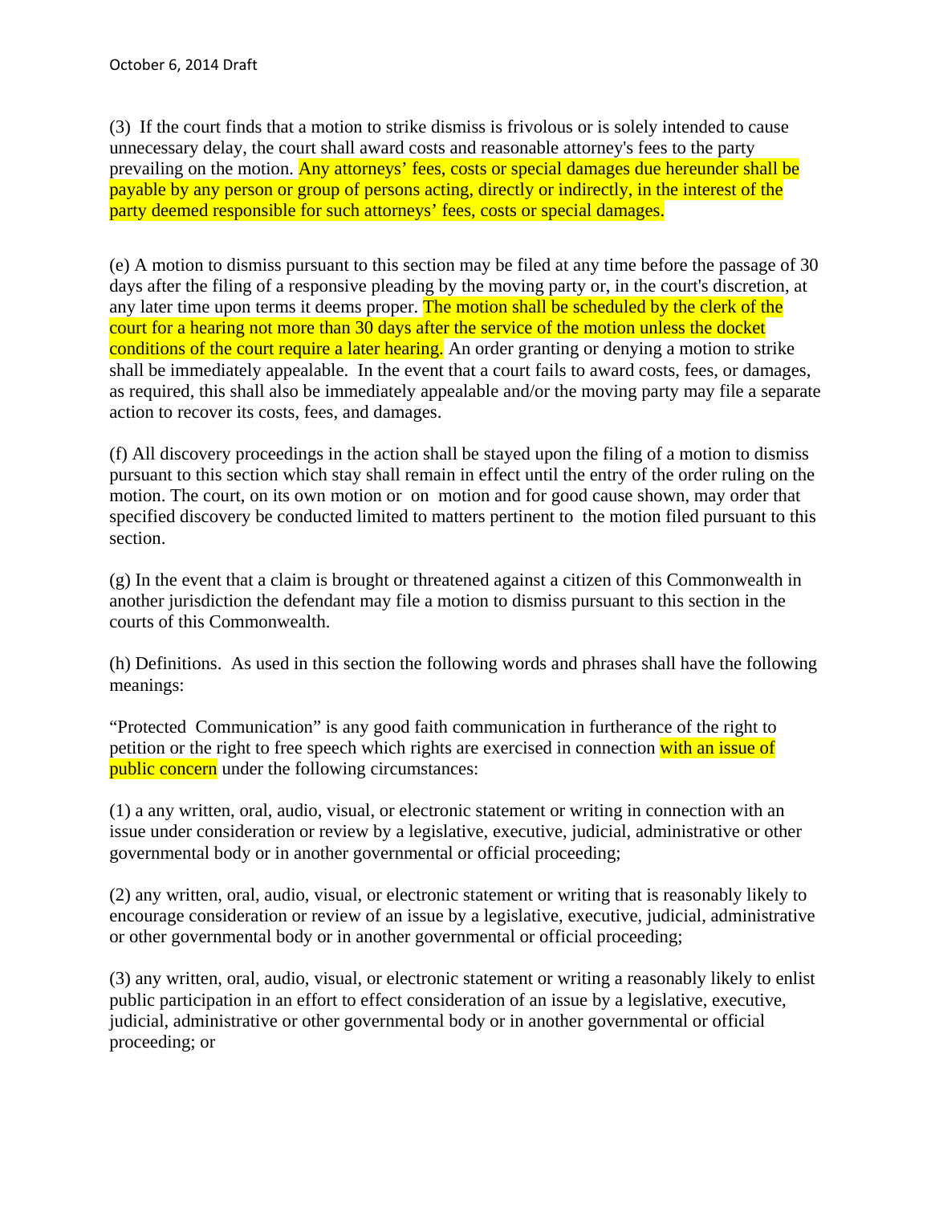October 6, 2014 Draft

(3) If the court finds that a motion to strike dismiss is frivolous or is solely intended to cause unnecessary delay, the court shall award costs and reasonable attorney's fees to the party prevailing on the motion. Any attorneys' fees, costs or special damages due hereunder shall be payable by any person or group of persons acting, directly or indirectly, in the interest of the party deemed responsible for such attorneys' fees, costs or special damages.

(e) A motion to dismiss pursuant to this section may be filed at any time before the passage of 30 days after the filing of a responsive pleading by the moving party or, in the court's discretion, at any later time upon terms it deems proper. The motion shall be scheduled by the clerk of the court for a hearing not more than 30 days after the service of the motion unless the docket conditions of the court require a later hearing. An order granting or denying a motion to strike shall be immediately appealable. In the event that a court fails to award costs, fees, or damages, as required, this shall also be immediately appealable and/or the moving party may file a separate action to recover its costs, fees, and damages.

(f) All discovery proceedings in the action shall be stayed upon the filing of a motion to dismiss pursuant to this section which stay shall remain in effect until the entry of the order ruling on the motion. The court, on its own motion or on motion and for good cause shown, may order that specified discovery be conducted limited to matters pertinent to the motion filed pursuant to this section.

(g) In the event that a claim is brought or threatened against a citizen of this Commonwealth in another jurisdiction the defendant may file a motion to dismiss pursuant to this section in the courts of this Commonwealth.

(h) Definitions. As used in this section the following words and phrases shall have the following meanings:

"Protected Communication" is any good faith communication in furtherance of the right to petition or the right to free speech which rights are exercised in connection with an issue of public concern under the following circumstances:

(1) a any written, oral, audio, visual, or electronic statement or writing in connection with an issue under consideration or review by a legislative, executive, judicial, administrative or other governmental body or in another governmental or official proceeding;

(2) any written, oral, audio, visual, or electronic statement or writing that is reasonably likely to encourage consideration or review of an issue by a legislative, executive, judicial, administrative or other governmental body or in another governmental or official proceeding;

(3) any written, oral, audio, visual, or electronic statement or writing a reasonably likely to enlist public participation in an effort to effect consideration of an issue by a legislative, executive, judicial, administrative or other governmental body or in another governmental or official proceeding; or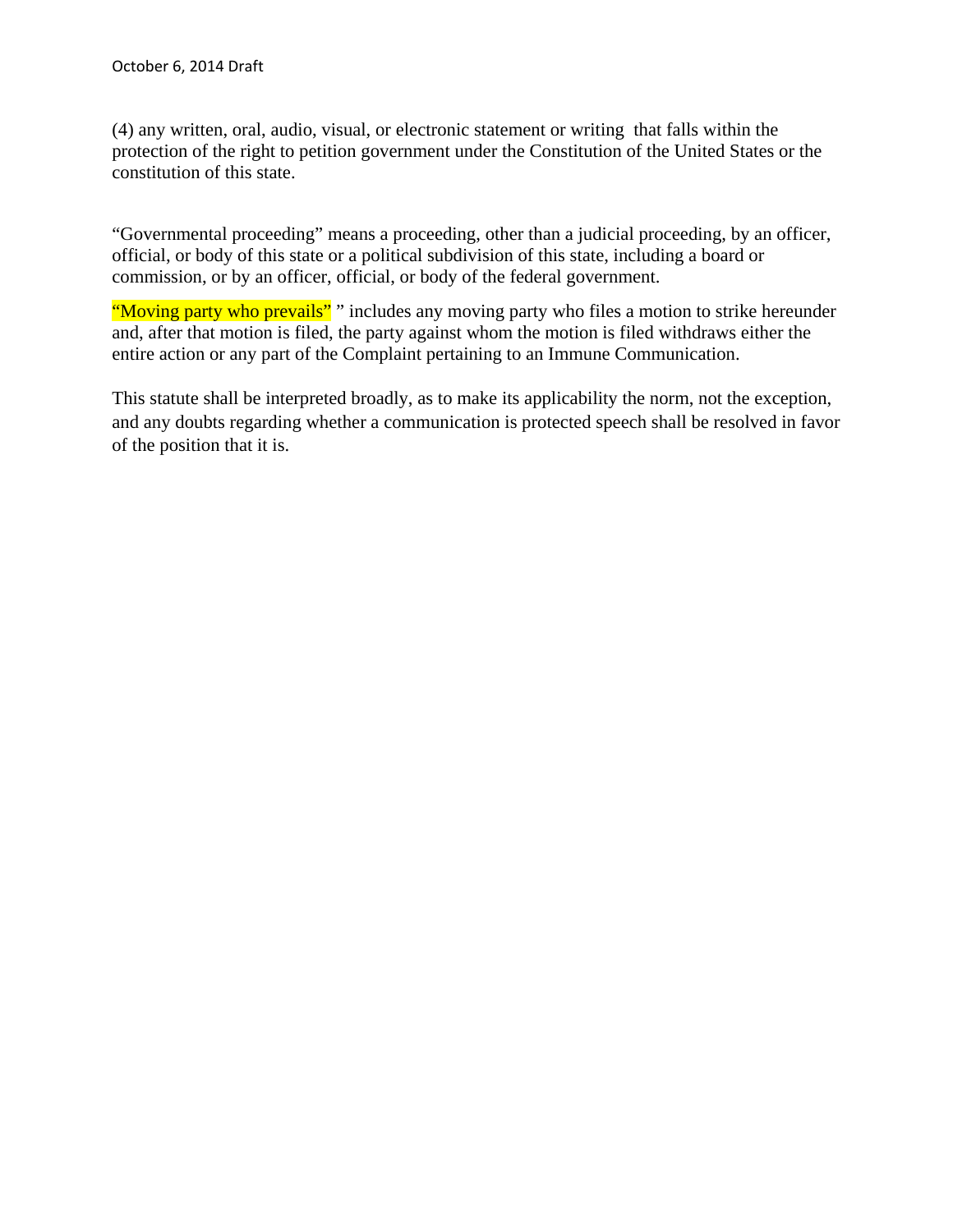(4) any written, oral, audio, visual, or electronic statement or writing that falls within the protection of the right to petition government under the Constitution of the United States or the constitution of this state.

"Governmental proceeding" means a proceeding, other than a judicial proceeding, by an officer, official, or body of this state or a political subdivision of this state, including a board or commission, or by an officer, official, or body of the federal government.

"Moving party who prevails" " includes any moving party who files a motion to strike hereunder and, after that motion is filed, the party against whom the motion is filed withdraws either the entire action or any part of the Complaint pertaining to an Immune Communication.

This statute shall be interpreted broadly, as to make its applicability the norm, not the exception, and any doubts regarding whether a communication is protected speech shall be resolved in favor of the position that it is.